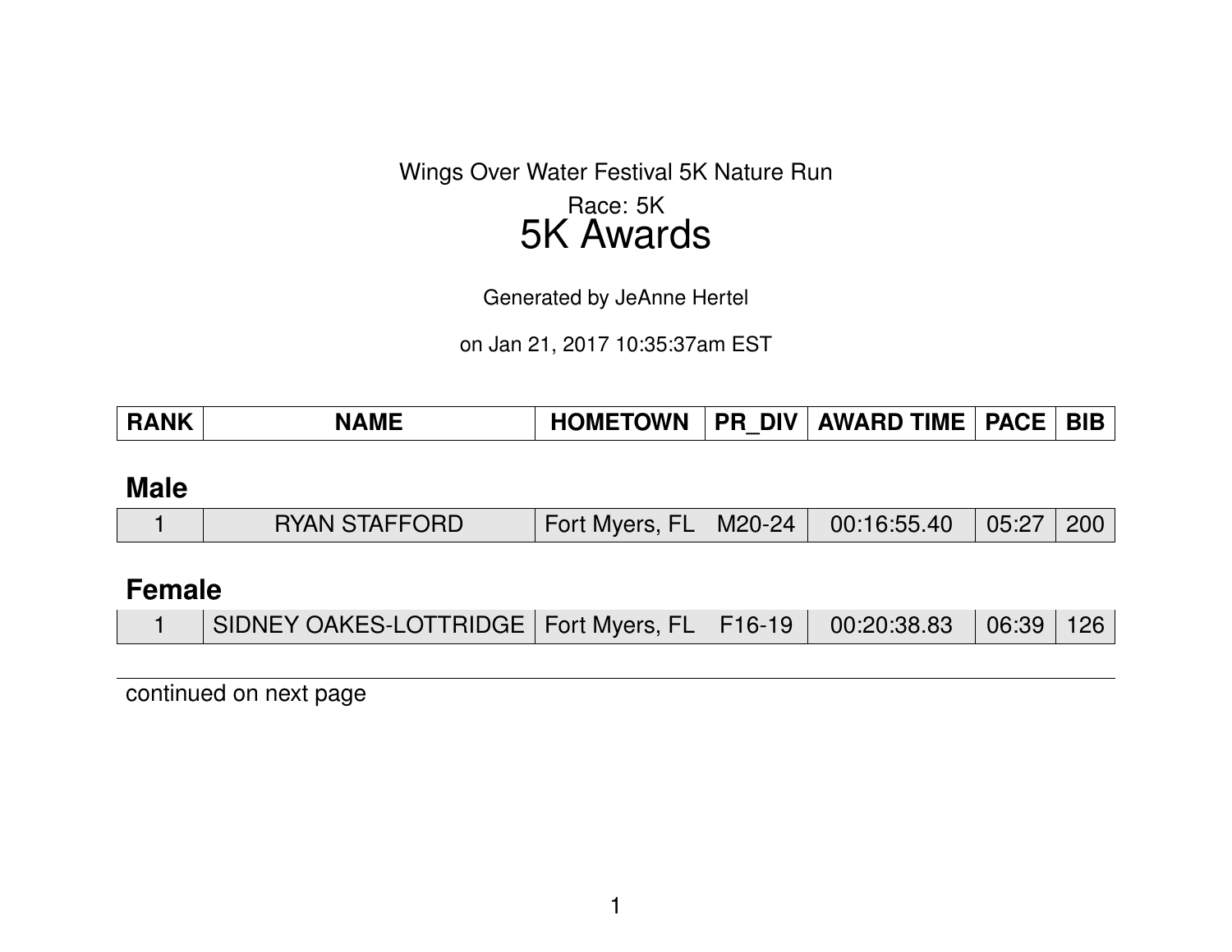Wings Over Water Festival 5K Nature Run

Race: 5K

# 5K Awards

Generated by JeAnne Hertel

on Jan 21, 2017 10:35:37am EST

| RANK | NAME | HOMETOWN | PR_DIV | AWARD TIME | PACE | BIB |
|---|---|---|---|---|---|---|
| **Male** | | | | | | |
| 1 | RYAN STAFFORD | Fort Myers, FL | M20-24 | 00:16:55.40 | 05:27 | 200 |
| **Female** | | | | | | |
| 1 | SIDNEY OAKES-LOTTRIDGE | Fort Myers, FL | F16-19 | 00:20:38.83 | 06:39 | 126 |

continued on next page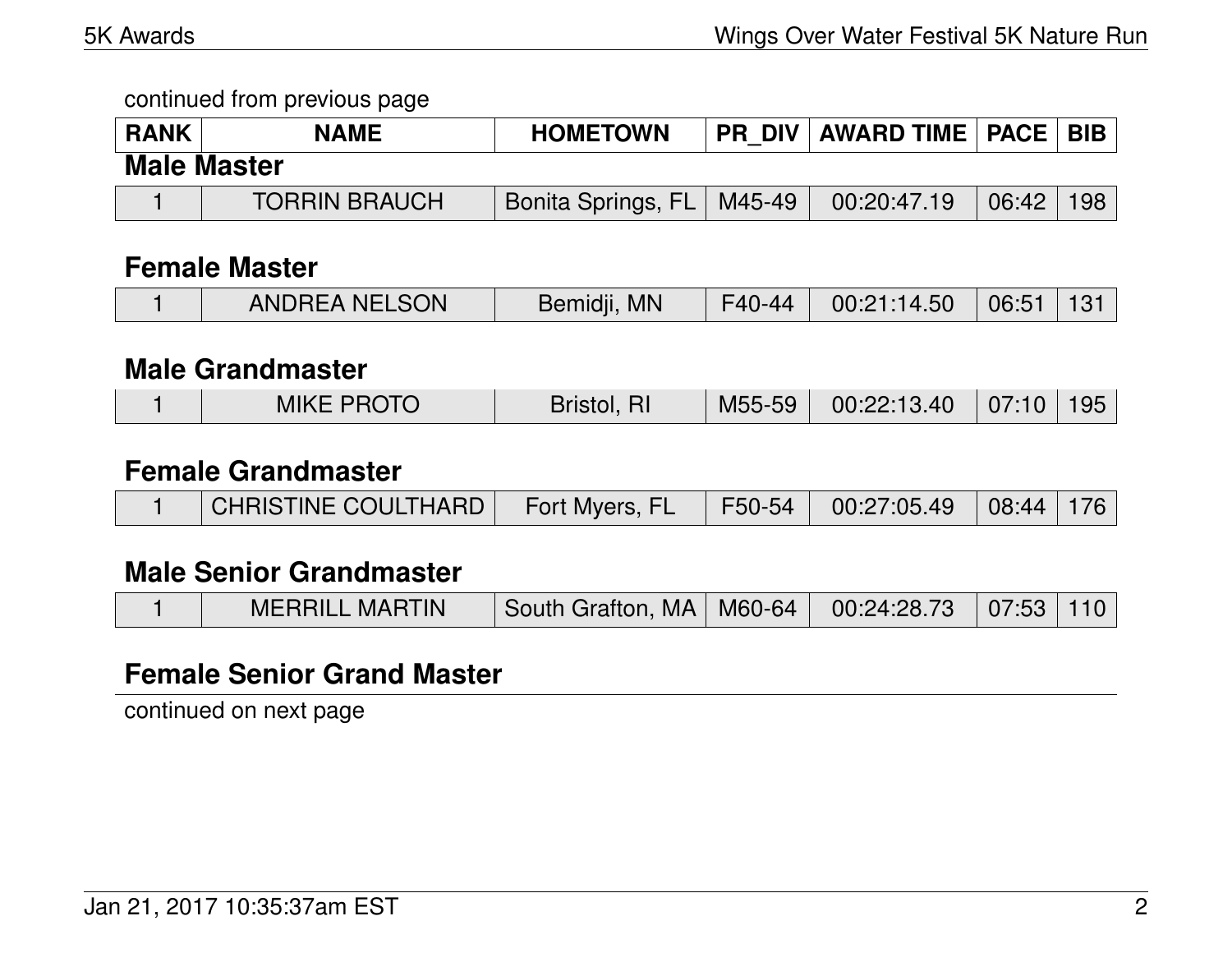continued from previous page

| RANK | NAME | HOMETOWN | PR_DIV | AWARD TIME | PACE | BIB |
|---|---|---|---|---|---|---|

### Male Master

| RANK | NAME | HOMETOWN | PR_DIV | AWARD TIME | PACE | BIB |
|---|---|---|---|---|---|---|
| 1 | TORRIN BRAUCH | Bonita Springs, FL | M45-49 | 00:20:47.19 | 06:42 | 198 |

### Female Master

| RANK | NAME | HOMETOWN | PR_DIV | AWARD TIME | PACE | BIB |
|---|---|---|---|---|---|---|
| 1 | ANDREA NELSON | Bemidji, MN | F40-44 | 00:21:14.50 | 06:51 | 131 |

### Male Grandmaster

| RANK | NAME | HOMETOWN | PR_DIV | AWARD TIME | PACE | BIB |
|---|---|---|---|---|---|---|
| 1 | MIKE PROTO | Bristol, RI | M55-59 | 00:22:13.40 | 07:10 | 195 |

### Female Grandmaster

| RANK | NAME | HOMETOWN | PR_DIV | AWARD TIME | PACE | BIB |
|---|---|---|---|---|---|---|
| 1 | CHRISTINE COULTHARD | Fort Myers, FL | F50-54 | 00:27:05.49 | 08:44 | 176 |

### Male Senior Grandmaster

| RANK | NAME | HOMETOWN | PR_DIV | AWARD TIME | PACE | BIB |
|---|---|---|---|---|---|---|
| 1 | MERRILL MARTIN | South Grafton, MA | M60-64 | 00:24:28.73 | 07:53 | 110 |

### Female Senior Grand Master

continued on next page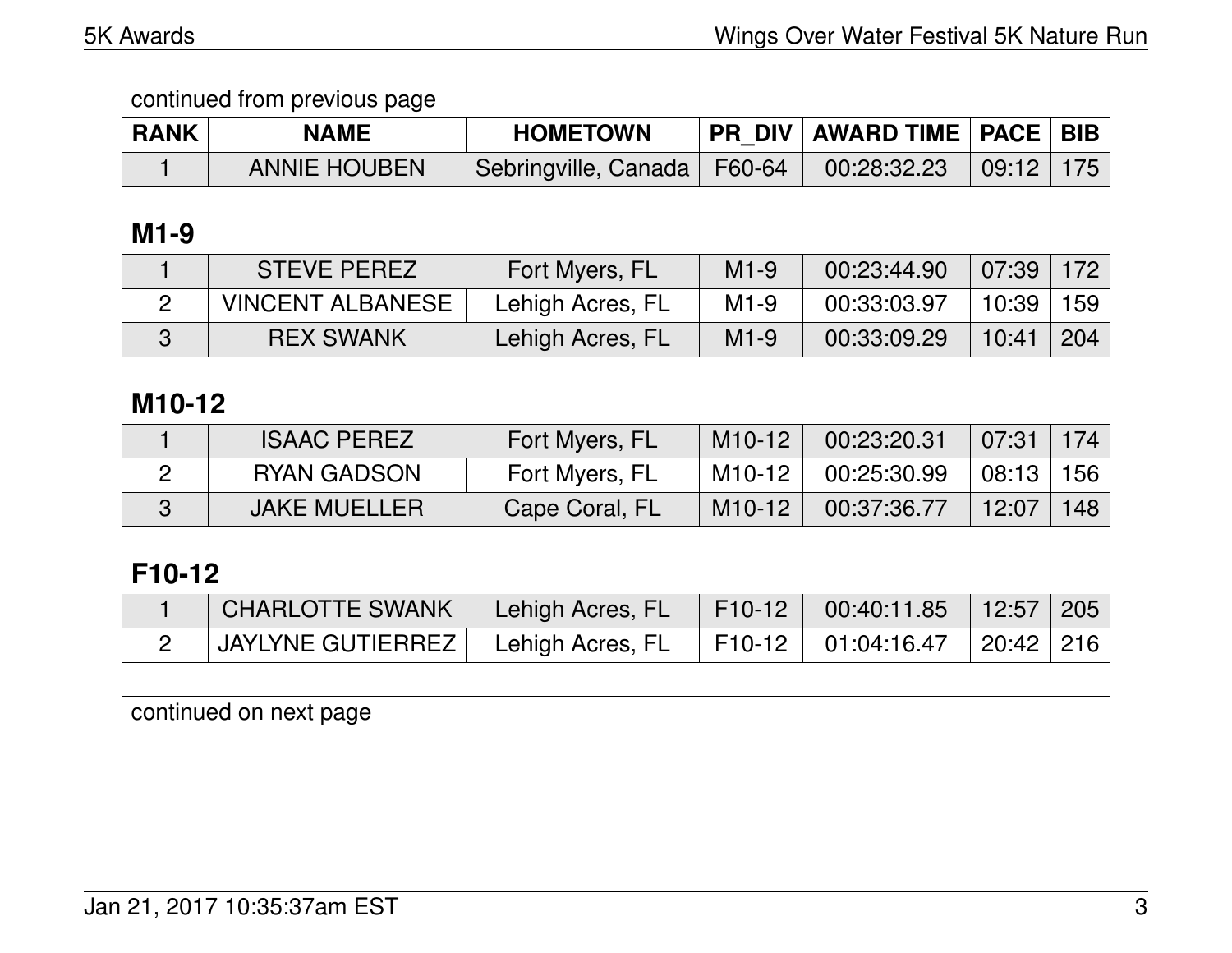continued from previous page

| RANK | NAME | HOMETOWN | PR_DIV | AWARD TIME | PACE | BIB |
|---|---|---|---|---|---|---|
| 1 | ANNIE HOUBEN | Sebringville, Canada | F60-64 | 00:28:32.23 | 09:12 | 175 |

## M1-9

| RANK | NAME | HOMETOWN | PR_DIV | AWARD TIME | PACE | BIB |
|---|---|---|---|---|---|---|
| 1 | STEVE PEREZ | Fort Myers, FL | M1-9 | 00:23:44.90 | 07:39 | 172 |
| 2 | VINCENT ALBANESE | Lehigh Acres, FL | M1-9 | 00:33:03.97 | 10:39 | 159 |
| 3 | REX SWANK | Lehigh Acres, FL | M1-9 | 00:33:09.29 | 10:41 | 204 |

## M10-12

| RANK | NAME | HOMETOWN | PR_DIV | AWARD TIME | PACE | BIB |
|---|---|---|---|---|---|---|
| 1 | ISAAC PEREZ | Fort Myers, FL | M10-12 | 00:23:20.31 | 07:31 | 174 |
| 2 | RYAN GADSON | Fort Myers, FL | M10-12 | 00:25:30.99 | 08:13 | 156 |
| 3 | JAKE MUELLER | Cape Coral, FL | M10-12 | 00:37:36.77 | 12:07 | 148 |

## F10-12

| RANK | NAME | HOMETOWN | PR_DIV | AWARD TIME | PACE | BIB |
|---|---|---|---|---|---|---|
| 1 | CHARLOTTE SWANK | Lehigh Acres, FL | F10-12 | 00:40:11.85 | 12:57 | 205 |
| 2 | JAYLYNE GUTIERREZ | Lehigh Acres, FL | F10-12 | 01:04:16.47 | 20:42 | 216 |

continued on next page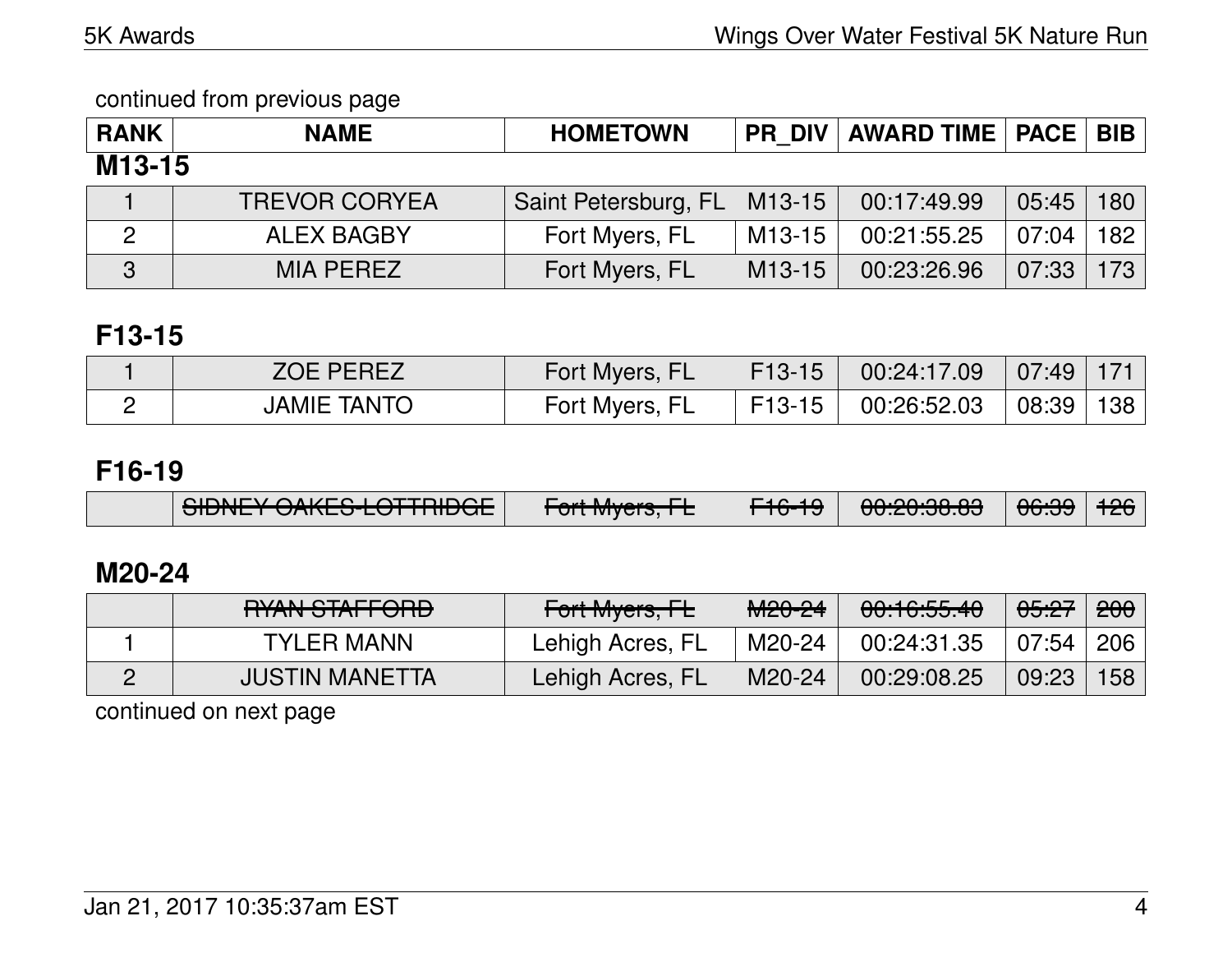continued from previous page

| RANK | NAME | HOMETOWN | PR_DIV | AWARD TIME | PACE | BIB |
|---|---|---|---|---|---|---|

### M13-15

| RANK | NAME | HOMETOWN | PR_DIV | AWARD TIME | PACE | BIB |
|---|---|---|---|---|---|---|
| 1 | TREVOR CORYEA | Saint Petersburg, FL | M13-15 | 00:17:49.99 | 05:45 | 180 |
| 2 | ALEX BAGBY | Fort Myers, FL | M13-15 | 00:21:55.25 | 07:04 | 182 |
| 3 | MIA PEREZ | Fort Myers, FL | M13-15 | 00:23:26.96 | 07:33 | 173 |

### F13-15

| RANK | NAME | HOMETOWN | PR_DIV | AWARD TIME | PACE | BIB |
|---|---|---|---|---|---|---|
| 1 | ZOE PEREZ | Fort Myers, FL | F13-15 | 00:24:17.09 | 07:49 | 171 |
| 2 | JAMIE TANTO | Fort Myers, FL | F13-15 | 00:26:52.03 | 08:39 | 138 |

### F16-19

| RANK | NAME | HOMETOWN | PR_DIV | AWARD TIME | PACE | BIB |
|---|---|---|---|---|---|---|
| | ~~SIDNEY OAKES-LOTTRIDGE~~ | ~~Fort Myers, FL~~ | ~~F16-19~~ | ~~00:20:38.83~~ | ~~06:39~~ | ~~126~~ |

### M20-24

| RANK | NAME | HOMETOWN | PR_DIV | AWARD TIME | PACE | BIB |
|---|---|---|---|---|---|---|
| | ~~RYAN STAFFORD~~ | ~~Fort Myers, FL~~ | ~~M20-24~~ | ~~00:16:55.40~~ | ~~05:27~~ | ~~200~~ |
| 1 | TYLER MANN | Lehigh Acres, FL | M20-24 | 00:24:31.35 | 07:54 | 206 |
| 2 | JUSTIN MANETTA | Lehigh Acres, FL | M20-24 | 00:29:08.25 | 09:23 | 158 |

continued on next page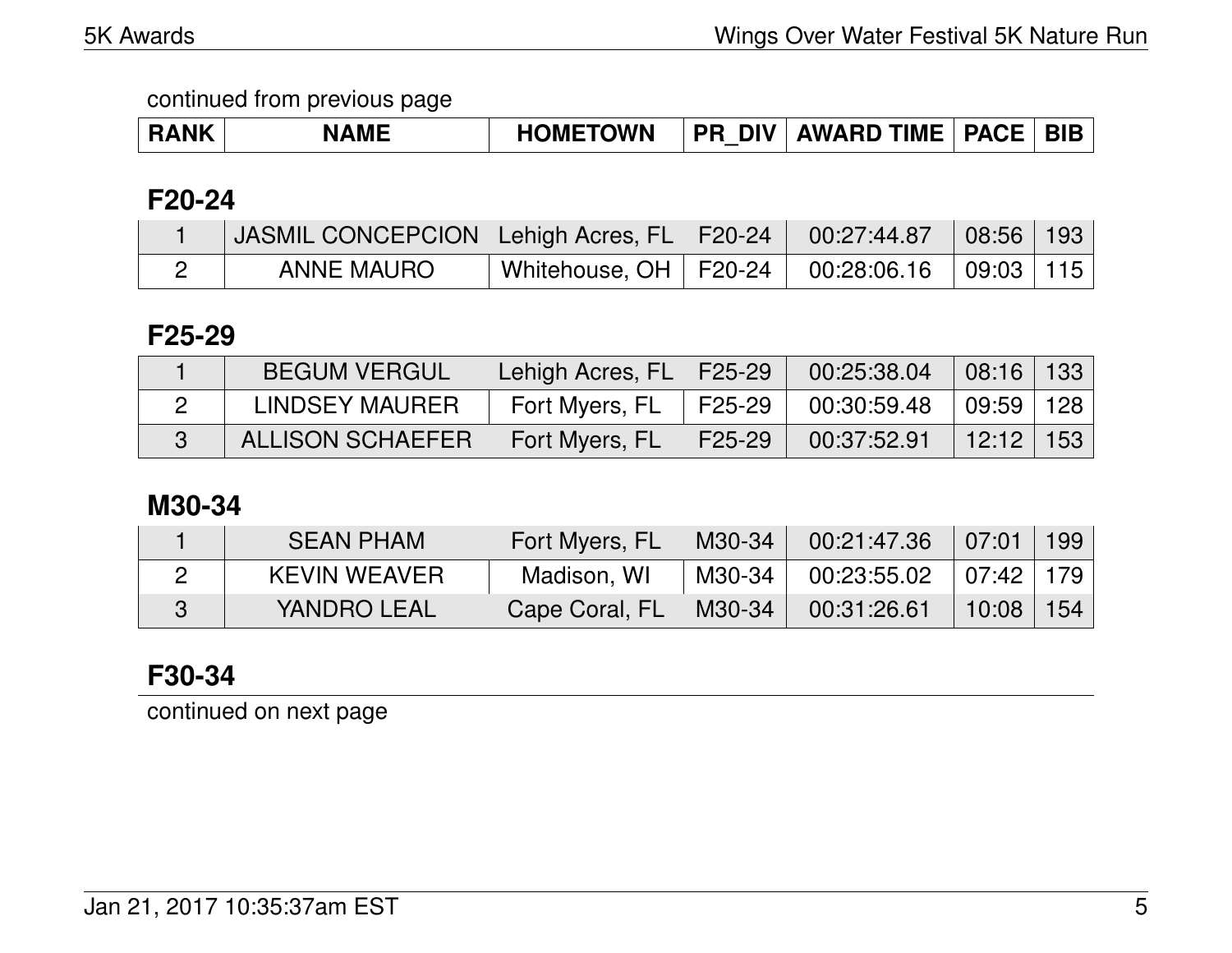continued from previous page

| RANK | NAME | HOMETOWN | PR_DIV | AWARD TIME | PACE | BIB |
|---|---|---|---|---|---|---|

## F20-24

| RANK | NAME | HOMETOWN | PR_DIV | AWARD TIME | PACE | BIB |
|---|---|---|---|---|---|---|
| 1 | JASMIL CONCEPCION | Lehigh Acres, FL | F20-24 | 00:27:44.87 | 08:56 | 193 |
| 2 | ANNE MAURO | Whitehouse, OH | F20-24 | 00:28:06.16 | 09:03 | 115 |

## F25-29

| RANK | NAME | HOMETOWN | PR_DIV | AWARD TIME | PACE | BIB |
|---|---|---|---|---|---|---|
| 1 | BEGUM VERGUL | Lehigh Acres, FL | F25-29 | 00:25:38.04 | 08:16 | 133 |
| 2 | LINDSEY MAURER | Fort Myers, FL | F25-29 | 00:30:59.48 | 09:59 | 128 |
| 3 | ALLISON SCHAEFER | Fort Myers, FL | F25-29 | 00:37:52.91 | 12:12 | 153 |

## M30-34

| RANK | NAME | HOMETOWN | PR_DIV | AWARD TIME | PACE | BIB |
|---|---|---|---|---|---|---|
| 1 | SEAN PHAM | Fort Myers, FL | M30-34 | 00:21:47.36 | 07:01 | 199 |
| 2 | KEVIN WEAVER | Madison, WI | M30-34 | 00:23:55.02 | 07:42 | 179 |
| 3 | YANDRO LEAL | Cape Coral, FL | M30-34 | 00:31:26.61 | 10:08 | 154 |

## F30-34

continued on next page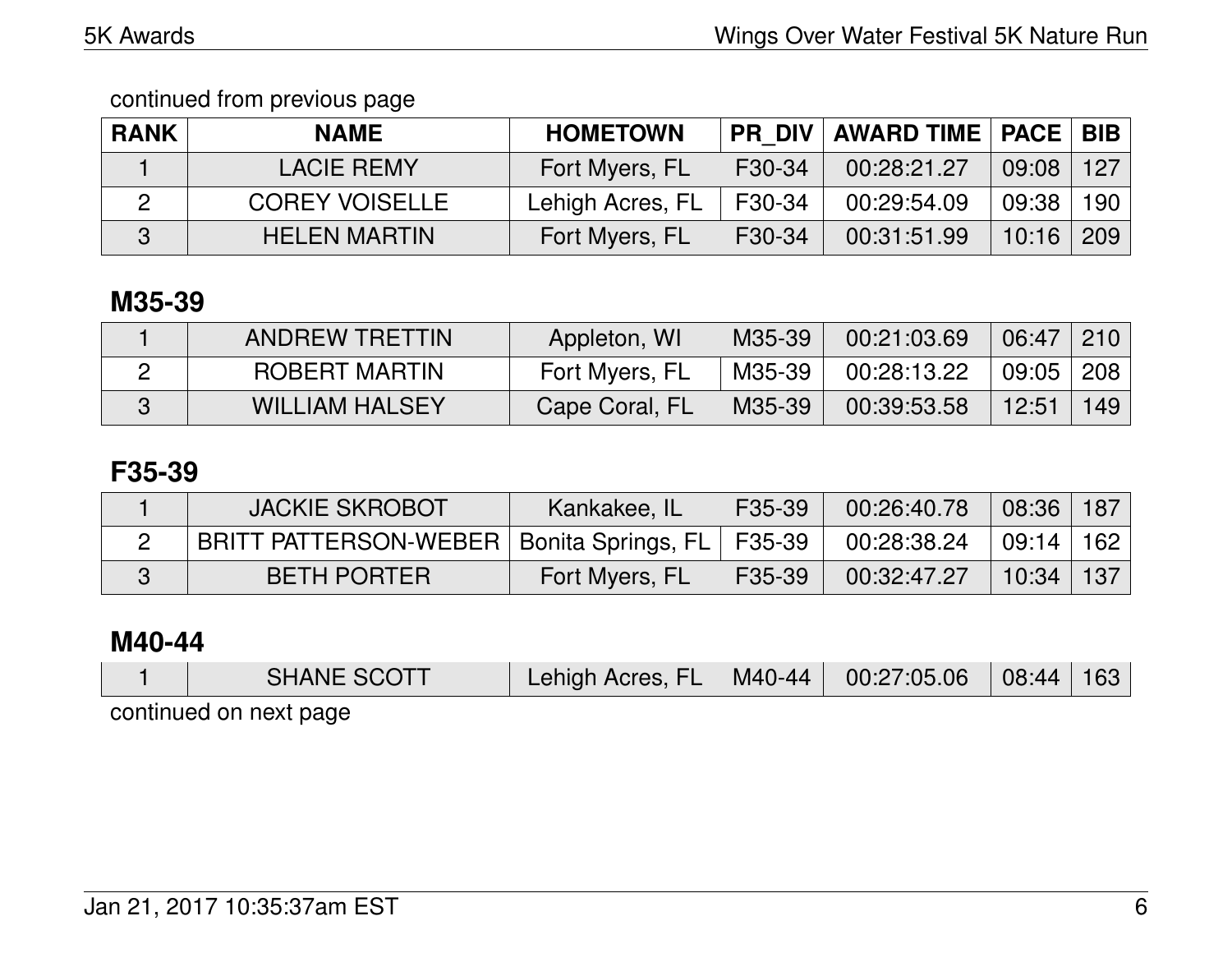continued from previous page

| RANK | NAME | HOMETOWN | PR_DIV | AWARD TIME | PACE | BIB |
|---|---|---|---|---|---|---|
| 1 | LACIE REMY | Fort Myers, FL | F30-34 | 00:28:21.27 | 09:08 | 127 |
| 2 | COREY VOISELLE | Lehigh Acres, FL | F30-34 | 00:29:54.09 | 09:38 | 190 |
| 3 | HELEN MARTIN | Fort Myers, FL | F30-34 | 00:31:51.99 | 10:16 | 209 |

## M35-39

| RANK | NAME | HOMETOWN | PR_DIV | AWARD TIME | PACE | BIB |
|---|---|---|---|---|---|---|
| 1 | ANDREW TRETTIN | Appleton, WI | M35-39 | 00:21:03.69 | 06:47 | 210 |
| 2 | ROBERT MARTIN | Fort Myers, FL | M35-39 | 00:28:13.22 | 09:05 | 208 |
| 3 | WILLIAM HALSEY | Cape Coral, FL | M35-39 | 00:39:53.58 | 12:51 | 149 |

## F35-39

| RANK | NAME | HOMETOWN | PR_DIV | AWARD TIME | PACE | BIB |
|---|---|---|---|---|---|---|
| 1 | JACKIE SKROBOT | Kankakee, IL | F35-39 | 00:26:40.78 | 08:36 | 187 |
| 2 | BRITT PATTERSON-WEBER | Bonita Springs, FL | F35-39 | 00:28:38.24 | 09:14 | 162 |
| 3 | BETH PORTER | Fort Myers, FL | F35-39 | 00:32:47.27 | 10:34 | 137 |

## M40-44

| RANK | NAME | HOMETOWN | PR_DIV | AWARD TIME | PACE | BIB |
|---|---|---|---|---|---|---|
| 1 | SHANE SCOTT | Lehigh Acres, FL | M40-44 | 00:27:05.06 | 08:44 | 163 |

continued on next page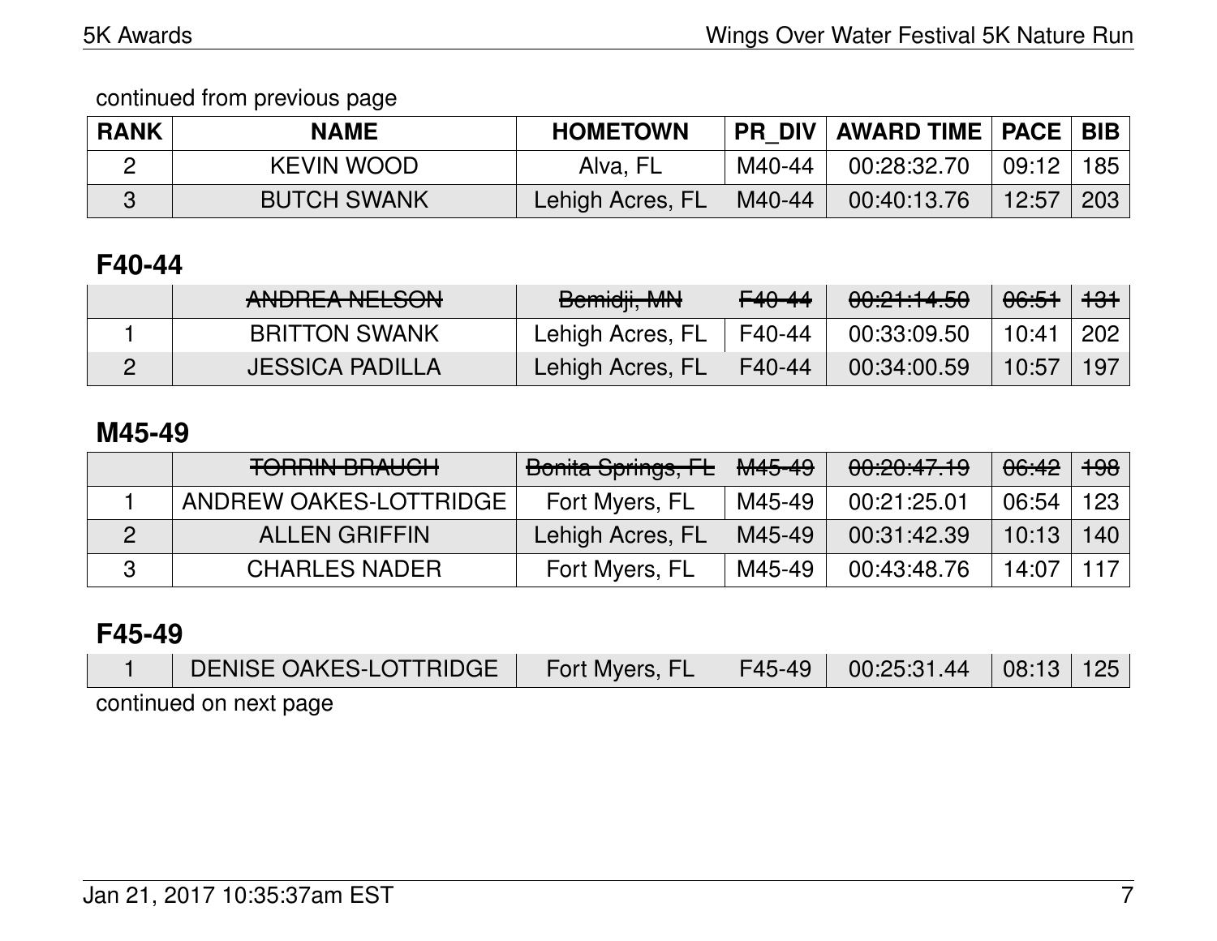continued from previous page

| RANK | NAME | HOMETOWN | PR_DIV | AWARD TIME | PACE | BIB |
|---|---|---|---|---|---|---|
| 2 | KEVIN WOOD | Alva, FL | M40-44 | 00:28:32.70 | 09:12 | 185 |
| 3 | BUTCH SWANK | Lehigh Acres, FL | M40-44 | 00:40:13.76 | 12:57 | 203 |

## F40-44

| RANK | NAME | HOMETOWN | PR_DIV | AWARD TIME | PACE | BIB |
|---|---|---|---|---|---|---|
| | ~~ANDREA NELSON~~ | ~~Bemidji, MN~~ | ~~F40-44~~ | ~~00:21:14.50~~ | ~~06:51~~ | ~~131~~ |
| 1 | BRITTON SWANK | Lehigh Acres, FL | F40-44 | 00:33:09.50 | 10:41 | 202 |
| 2 | JESSICA PADILLA | Lehigh Acres, FL | F40-44 | 00:34:00.59 | 10:57 | 197 |

## M45-49

| RANK | NAME | HOMETOWN | PR_DIV | AWARD TIME | PACE | BIB |
|---|---|---|---|---|---|---|
| | ~~TORRIN BRAUCH~~ | ~~Bonita Springs, FL~~ | ~~M45-49~~ | ~~00:20:47.19~~ | ~~06:42~~ | ~~198~~ |
| 1 | ANDREW OAKES-LOTTRIDGE | Fort Myers, FL | M45-49 | 00:21:25.01 | 06:54 | 123 |
| 2 | ALLEN GRIFFIN | Lehigh Acres, FL | M45-49 | 00:31:42.39 | 10:13 | 140 |
| 3 | CHARLES NADER | Fort Myers, FL | M45-49 | 00:43:48.76 | 14:07 | 117 |

## F45-49

| RANK | NAME | HOMETOWN | PR_DIV | AWARD TIME | PACE | BIB |
|---|---|---|---|---|---|---|
| 1 | DENISE OAKES-LOTTRIDGE | Fort Myers, FL | F45-49 | 00:25:31.44 | 08:13 | 125 |

continued on next page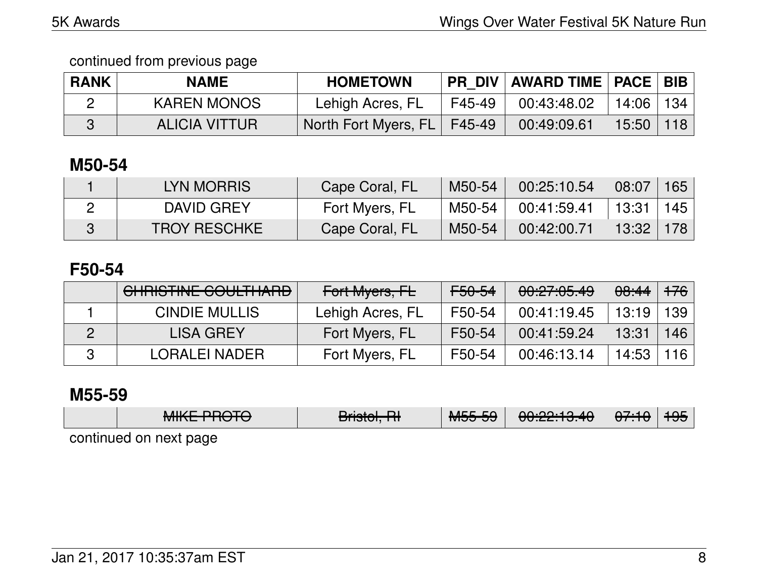continued from previous page

| RANK | NAME | HOMETOWN | PR_DIV | AWARD TIME | PACE | BIB |
|---|---|---|---|---|---|---|
| 2 | KAREN MONOS | Lehigh Acres, FL | F45-49 | 00:43:48.02 | 14:06 | 134 |
| 3 | ALICIA VITTUR | North Fort Myers, FL | F45-49 | 00:49:09.61 | 15:50 | 118 |

## M50-54

| RANK | NAME | HOMETOWN | PR_DIV | AWARD TIME | PACE | BIB |
|---|---|---|---|---|---|---|
| 1 | LYN MORRIS | Cape Coral, FL | M50-54 | 00:25:10.54 | 08:07 | 165 |
| 2 | DAVID GREY | Fort Myers, FL | M50-54 | 00:41:59.41 | 13:31 | 145 |
| 3 | TROY RESCHKE | Cape Coral, FL | M50-54 | 00:42:00.71 | 13:32 | 178 |

## F50-54

| RANK | NAME | HOMETOWN | PR_DIV | AWARD TIME | PACE | BIB |
|---|---|---|---|---|---|---|
| | ~~CHRISTINE COULTHARD~~ | ~~Fort Myers, FL~~ | ~~F50-54~~ | ~~00:27:05.49~~ | ~~08:44~~ | ~~176~~ |
| 1 | CINDIE MULLIS | Lehigh Acres, FL | F50-54 | 00:41:19.45 | 13:19 | 139 |
| 2 | LISA GREY | Fort Myers, FL | F50-54 | 00:41:59.24 | 13:31 | 146 |
| 3 | LORALEI NADER | Fort Myers, FL | F50-54 | 00:46:13.14 | 14:53 | 116 |

## M55-59

| RANK | NAME | HOMETOWN | PR_DIV | AWARD TIME | PACE | BIB |
|---|---|---|---|---|---|---|
| | ~~MIKE PROTO~~ | ~~Bristol, RI~~ | ~~M55-59~~ | ~~00:22:13.40~~ | ~~07:10~~ | ~~195~~ |

continued on next page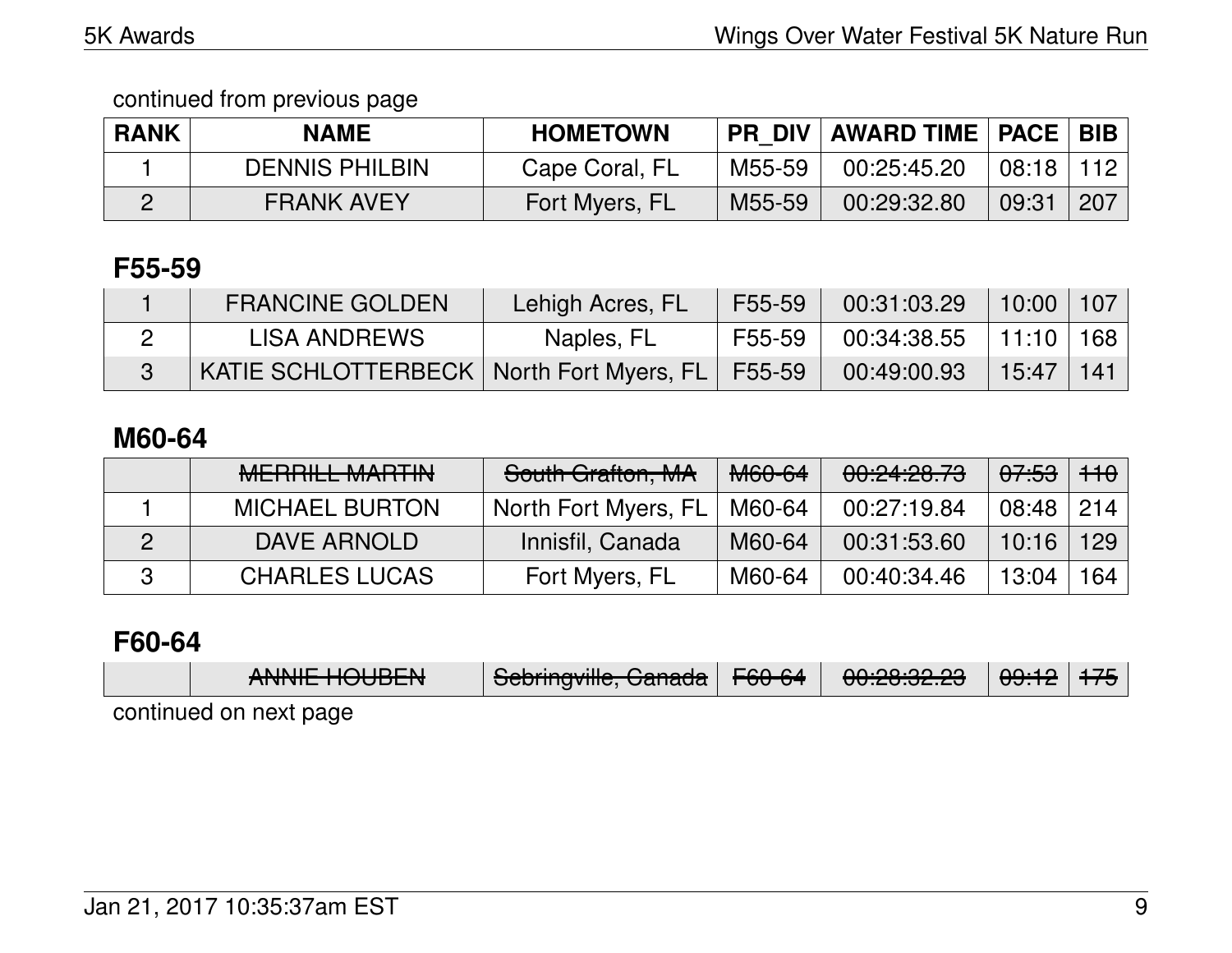continued from previous page

| RANK | NAME | HOMETOWN | PR_DIV | AWARD TIME | PACE | BIB |
|---|---|---|---|---|---|---|
| 1 | DENNIS PHILBIN | Cape Coral, FL | M55-59 | 00:25:45.20 | 08:18 | 112 |
| 2 | FRANK AVEY | Fort Myers, FL | M55-59 | 00:29:32.80 | 09:31 | 207 |

## F55-59

| RANK | NAME | HOMETOWN | PR_DIV | AWARD TIME | PACE | BIB |
|---|---|---|---|---|---|---|
| 1 | FRANCINE GOLDEN | Lehigh Acres, FL | F55-59 | 00:31:03.29 | 10:00 | 107 |
| 2 | LISA ANDREWS | Naples, FL | F55-59 | 00:34:38.55 | 11:10 | 168 |
| 3 | KATIE SCHLOTTERBECK | North Fort Myers, FL | F55-59 | 00:49:00.93 | 15:47 | 141 |

## M60-64

| RANK | NAME | HOMETOWN | PR_DIV | AWARD TIME | PACE | BIB |
|---|---|---|---|---|---|---|
| | ~~MERRILL MARTIN~~ | ~~South Grafton, MA~~ | ~~M60-64~~ | ~~00:24:28.73~~ | ~~07:53~~ | ~~110~~ |
| 1 | MICHAEL BURTON | North Fort Myers, FL | M60-64 | 00:27:19.84 | 08:48 | 214 |
| 2 | DAVE ARNOLD | Innisfil, Canada | M60-64 | 00:31:53.60 | 10:16 | 129 |
| 3 | CHARLES LUCAS | Fort Myers, FL | M60-64 | 00:40:34.46 | 13:04 | 164 |

## F60-64

| RANK | NAME | HOMETOWN | PR_DIV | AWARD TIME | PACE | BIB |
|---|---|---|---|---|---|---|
| | ~~ANNIE HOUBEN~~ | ~~Sebringville, Canada~~ | ~~F60-64~~ | ~~00:28:32.23~~ | ~~09:12~~ | ~~175~~ |

continued on next page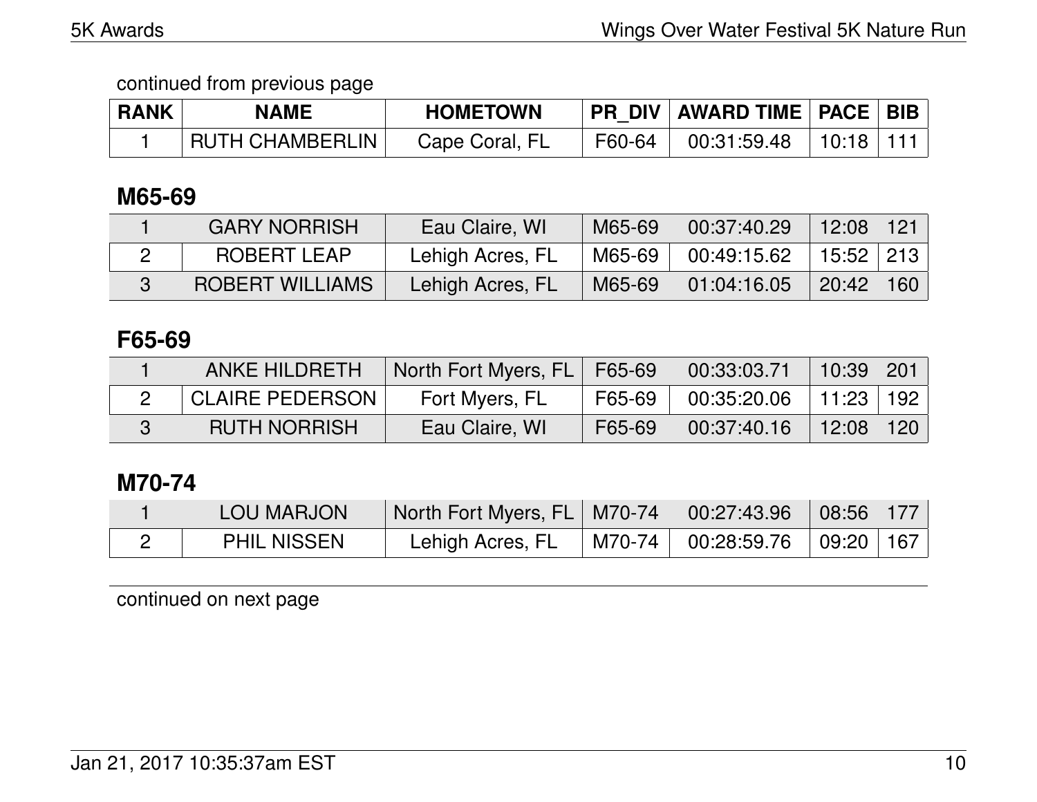continued from previous page

| RANK | NAME | HOMETOWN | PR_DIV | AWARD TIME | PACE | BIB |
| --- | --- | --- | --- | --- | --- | --- |
| 1 | RUTH CHAMBERLIN | Cape Coral, FL | F60-64 | 00:31:59.48 | 10:18 | 111 |

## M65-69

| RANK | NAME | HOMETOWN | PR_DIV | AWARD TIME | PACE | BIB |
| --- | --- | --- | --- | --- | --- | --- |
| 1 | GARY NORRISH | Eau Claire, WI | M65-69 | 00:37:40.29 | 12:08 | 121 |
| 2 | ROBERT LEAP | Lehigh Acres, FL | M65-69 | 00:49:15.62 | 15:52 | 213 |
| 3 | ROBERT WILLIAMS | Lehigh Acres, FL | M65-69 | 01:04:16.05 | 20:42 | 160 |

## F65-69

| RANK | NAME | HOMETOWN | PR_DIV | AWARD TIME | PACE | BIB |
| --- | --- | --- | --- | --- | --- | --- |
| 1 | ANKE HILDRETH | North Fort Myers, FL | F65-69 | 00:33:03.71 | 10:39 | 201 |
| 2 | CLAIRE PEDERSON | Fort Myers, FL | F65-69 | 00:35:20.06 | 11:23 | 192 |
| 3 | RUTH NORRISH | Eau Claire, WI | F65-69 | 00:37:40.16 | 12:08 | 120 |

## M70-74

| RANK | NAME | HOMETOWN | PR_DIV | AWARD TIME | PACE | BIB |
| --- | --- | --- | --- | --- | --- | --- |
| 1 | LOU MARJON | North Fort Myers, FL | M70-74 | 00:27:43.96 | 08:56 | 177 |
| 2 | PHIL NISSEN | Lehigh Acres, FL | M70-74 | 00:28:59.76 | 09:20 | 167 |

continued on next page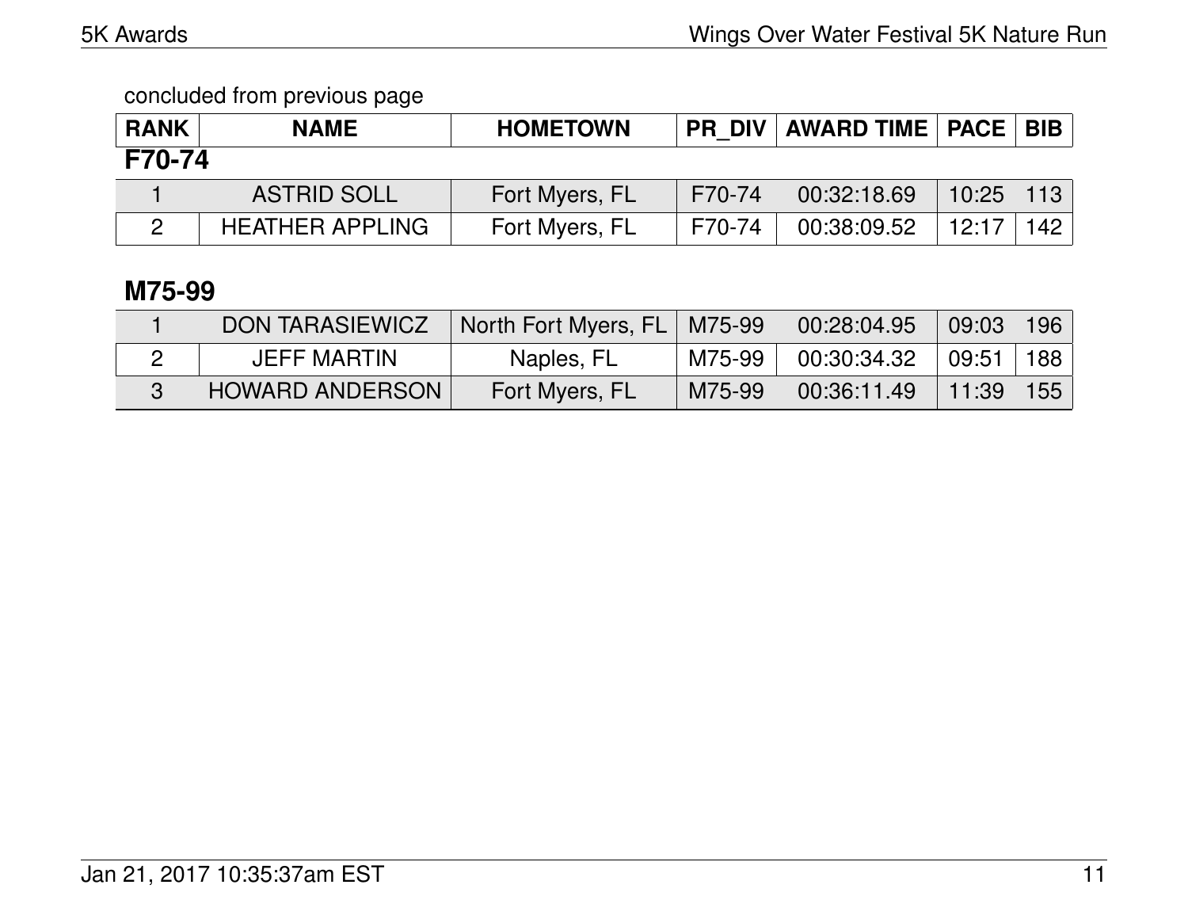concluded from previous page

| RANK | NAME | HOMETOWN | PR_DIV | AWARD TIME | PACE | BIB |
|---|---|---|---|---|---|---|

## F70-74

| RANK | NAME | HOMETOWN | PR_DIV | AWARD TIME | PACE | BIB |
|---|---|---|---|---|---|---|
| 1 | ASTRID SOLL | Fort Myers, FL | F70-74 | 00:32:18.69 | 10:25 | 113 |
| 2 | HEATHER APPLING | Fort Myers, FL | F70-74 | 00:38:09.52 | 12:17 | 142 |

## M75-99

| RANK | NAME | HOMETOWN | PR_DIV | AWARD TIME | PACE | BIB |
|---|---|---|---|---|---|---|
| 1 | DON TARASIEWICZ | North Fort Myers, FL | M75-99 | 00:28:04.95 | 09:03 | 196 |
| 2 | JEFF MARTIN | Naples, FL | M75-99 | 00:30:34.32 | 09:51 | 188 |
| 3 | HOWARD ANDERSON | Fort Myers, FL | M75-99 | 00:36:11.49 | 11:39 | 155 |